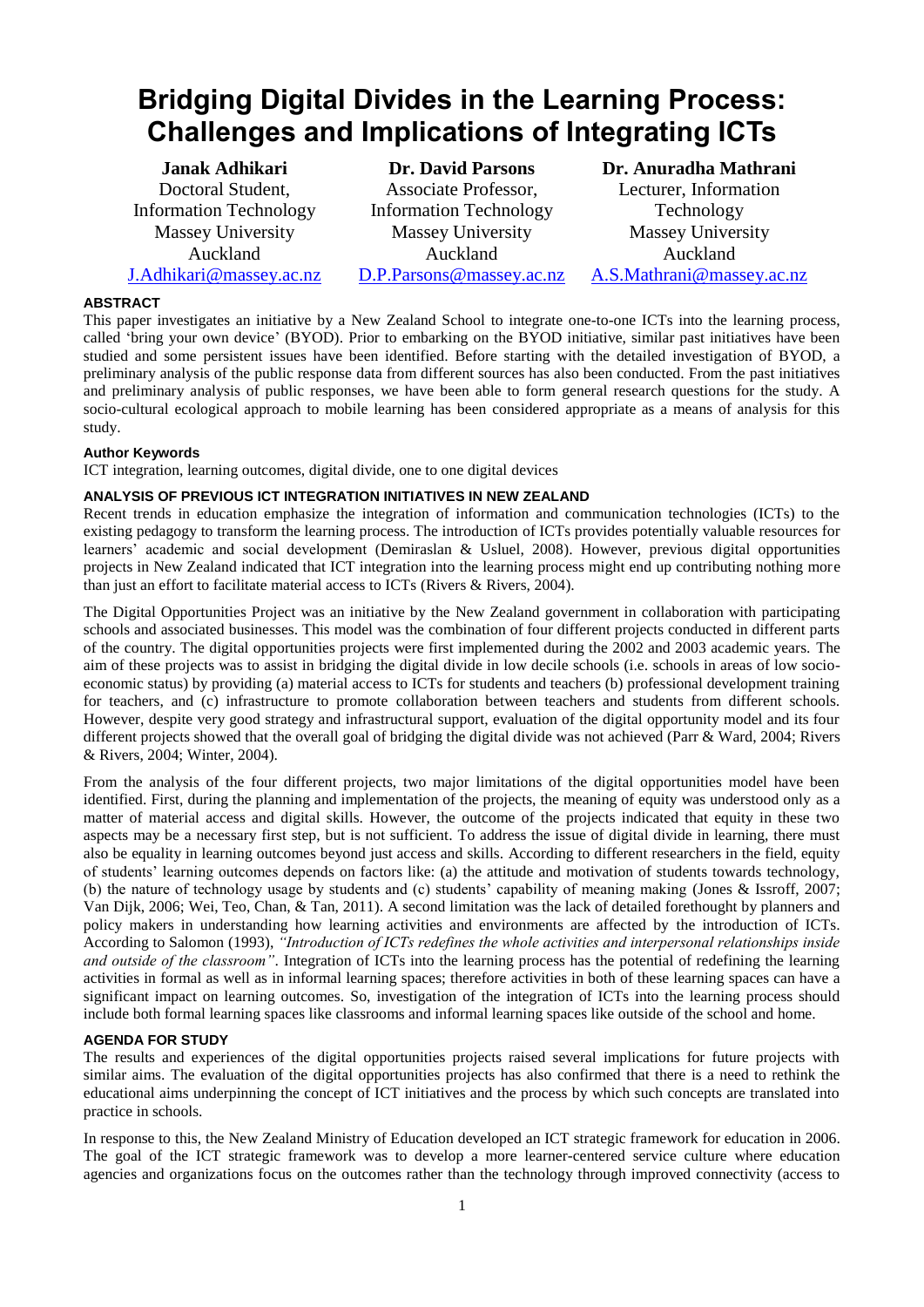# Bridging Digital Divides in the Learning Process: Challenges and Implications of Integrating ICTs

**Janak Adhikari**
Doctoral Student,
Information Technology
Massey University
Auckland
J.Adhikari@massey.ac.nz

**Dr. David Parsons**
Associate Professor,
Information Technology
Massey University
Auckland
D.P.Parsons@massey.ac.nz

**Dr. Anuradha Mathrani**
Lecturer, Information
Technology
Massey University
Auckland
A.S.Mathrani@massey.ac.nz

## ABSTRACT

This paper investigates an initiative by a New Zealand School to integrate one-to-one ICTs into the learning process, called 'bring your own device' (BYOD). Prior to embarking on the BYOD initiative, similar past initiatives have been studied and some persistent issues have been identified. Before starting with the detailed investigation of BYOD, a preliminary analysis of the public response data from different sources has also been conducted. From the past initiatives and preliminary analysis of public responses, we have been able to form general research questions for the study. A socio-cultural ecological approach to mobile learning has been considered appropriate as a means of analysis for this study.

### Author Keywords

ICT integration, learning outcomes, digital divide, one to one digital devices

## ANALYSIS OF PREVIOUS ICT INTEGRATION INITIATIVES IN NEW ZEALAND

Recent trends in education emphasize the integration of information and communication technologies (ICTs) to the existing pedagogy to transform the learning process. The introduction of ICTs provides potentially valuable resources for learners' academic and social development (Demiraslan & Usluel, 2008). However, previous digital opportunities projects in New Zealand indicated that ICT integration into the learning process might end up contributing nothing more than just an effort to facilitate material access to ICTs (Rivers & Rivers, 2004).

The Digital Opportunities Project was an initiative by the New Zealand government in collaboration with participating schools and associated businesses. This model was the combination of four different projects conducted in different parts of the country. The digital opportunities projects were first implemented during the 2002 and 2003 academic years. The aim of these projects was to assist in bridging the digital divide in low decile schools (i.e. schools in areas of low socio-economic status) by providing (a) material access to ICTs for students and teachers (b) professional development training for teachers, and (c) infrastructure to promote collaboration between teachers and students from different schools. However, despite very good strategy and infrastructural support, evaluation of the digital opportunity model and its four different projects showed that the overall goal of bridging the digital divide was not achieved (Parr & Ward, 2004; Rivers & Rivers, 2004; Winter, 2004).

From the analysis of the four different projects, two major limitations of the digital opportunities model have been identified. First, during the planning and implementation of the projects, the meaning of equity was understood only as a matter of material access and digital skills. However, the outcome of the projects indicated that equity in these two aspects may be a necessary first step, but is not sufficient. To address the issue of digital divide in learning, there must also be equality in learning outcomes beyond just access and skills. According to different researchers in the field, equity of students' learning outcomes depends on factors like: (a) the attitude and motivation of students towards technology, (b) the nature of technology usage by students and (c) students' capability of meaning making (Jones & Issroff, 2007; Van Dijk, 2006; Wei, Teo, Chan, & Tan, 2011). A second limitation was the lack of detailed forethought by planners and policy makers in understanding how learning activities and environments are affected by the introduction of ICTs. According to Salomon (1993), *"Introduction of ICTs redefines the whole activities and interpersonal relationships inside and outside of the classroom"*. Integration of ICTs into the learning process has the potential of redefining the learning activities in formal as well as in informal learning spaces; therefore activities in both of these learning spaces can have a significant impact on learning outcomes. So, investigation of the integration of ICTs into the learning process should include both formal learning spaces like classrooms and informal learning spaces like outside of the school and home.

## AGENDA FOR STUDY

The results and experiences of the digital opportunities projects raised several implications for future projects with similar aims. The evaluation of the digital opportunities projects has also confirmed that there is a need to rethink the educational aims underpinning the concept of ICT initiatives and the process by which such concepts are translated into practice in schools.

In response to this, the New Zealand Ministry of Education developed an ICT strategic framework for education in 2006. The goal of the ICT strategic framework was to develop a more learner-centered service culture where education agencies and organizations focus on the outcomes rather than the technology through improved connectivity (access to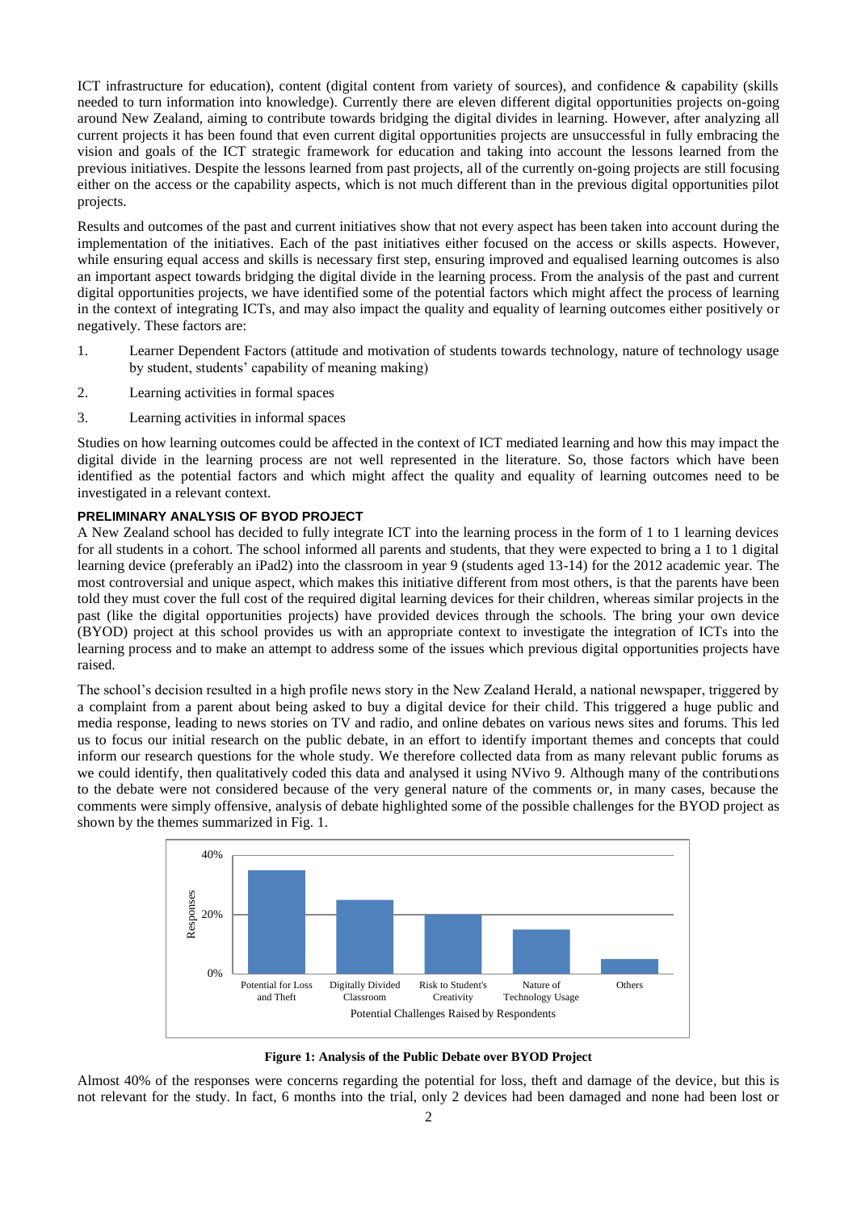ICT infrastructure for education), content (digital content from variety of sources), and confidence & capability (skills needed to turn information into knowledge). Currently there are eleven different digital opportunities projects on-going around New Zealand, aiming to contribute towards bridging the digital divides in learning. However, after analyzing all current projects it has been found that even current digital opportunities projects are unsuccessful in fully embracing the vision and goals of the ICT strategic framework for education and taking into account the lessons learned from the previous initiatives. Despite the lessons learned from past projects, all of the currently on-going projects are still focusing either on the access or the capability aspects, which is not much different than in the previous digital opportunities pilot projects.

Results and outcomes of the past and current initiatives show that not every aspect has been taken into account during the implementation of the initiatives. Each of the past initiatives either focused on the access or skills aspects. However, while ensuring equal access and skills is necessary first step, ensuring improved and equalised learning outcomes is also an important aspect towards bridging the digital divide in the learning process. From the analysis of the past and current digital opportunities projects, we have identified some of the potential factors which might affect the process of learning in the context of integrating ICTs, and may also impact the quality and equality of learning outcomes either positively or negatively. These factors are:

1. Learner Dependent Factors (attitude and motivation of students towards technology, nature of technology usage by student, students' capability of meaning making)
2. Learning activities in formal spaces
3. Learning activities in informal spaces

Studies on how learning outcomes could be affected in the context of ICT mediated learning and how this may impact the digital divide in the learning process are not well represented in the literature. So, those factors which have been identified as the potential factors and which might affect the quality and equality of learning outcomes need to be investigated in a relevant context.

## PRELIMINARY ANALYSIS OF BYOD PROJECT

A New Zealand school has decided to fully integrate ICT into the learning process in the form of 1 to 1 learning devices for all students in a cohort. The school informed all parents and students, that they were expected to bring a 1 to 1 digital learning device (preferably an iPad2) into the classroom in year 9 (students aged 13-14) for the 2012 academic year. The most controversial and unique aspect, which makes this initiative different from most others, is that the parents have been told they must cover the full cost of the required digital learning devices for their children, whereas similar projects in the past (like the digital opportunities projects) have provided devices through the schools. The bring your own device (BYOD) project at this school provides us with an appropriate context to investigate the integration of ICTs into the learning process and to make an attempt to address some of the issues which previous digital opportunities projects have raised.

The school's decision resulted in a high profile news story in the New Zealand Herald, a national newspaper, triggered by a complaint from a parent about being asked to buy a digital device for their child. This triggered a huge public and media response, leading to news stories on TV and radio, and online debates on various news sites and forums. This led us to focus our initial research on the public debate, in an effort to identify important themes and concepts that could inform our research questions for the whole study. We therefore collected data from as many relevant public forums as we could identify, then qualitatively coded this data and analysed it using NVivo 9. Although many of the contributions to the debate were not considered because of the very general nature of the comments or, in many cases, because the comments were simply offensive, analysis of debate highlighted some of the possible challenges for the BYOD project as shown by the themes summarized in Fig. 1.

| Potential Challenges Raised by Respondents | Responses |
|---|---|
| Potential for Loss and Theft | ~35% |
| Digitally Divided Classroom | ~25% |
| Risk to Student's Creativity | ~20% |
| Nature of Technology Usage | ~15% |
| Others | ~5% |

**Figure 1: Analysis of the Public Debate over BYOD Project**

Almost 40% of the responses were concerns regarding the potential for loss, theft and damage of the device, but this is not relevant for the study. In fact, 6 months into the trial, only 2 devices had been damaged and none had been lost or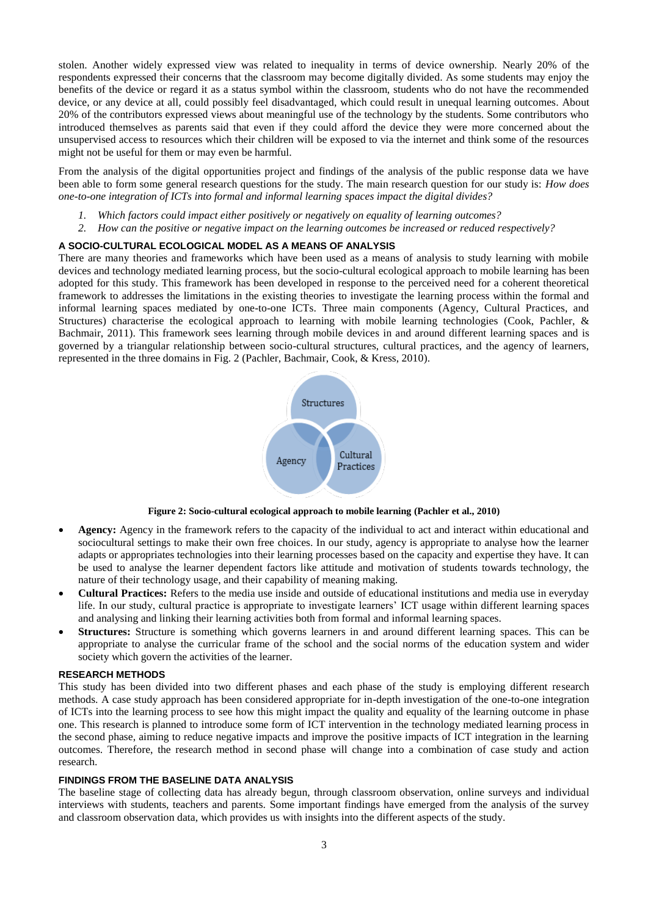stolen. Another widely expressed view was related to inequality in terms of device ownership. Nearly 20% of the respondents expressed their concerns that the classroom may become digitally divided. As some students may enjoy the benefits of the device or regard it as a status symbol within the classroom, students who do not have the recommended device, or any device at all, could possibly feel disadvantaged, which could result in unequal learning outcomes. About 20% of the contributors expressed views about meaningful use of the technology by the students. Some contributors who introduced themselves as parents said that even if they could afford the device they were more concerned about the unsupervised access to resources which their children will be exposed to via the internet and think some of the resources might not be useful for them or may even be harmful.

From the analysis of the digital opportunities project and findings of the analysis of the public response data we have been able to form some general research questions for the study. The main research question for our study is: *How does one-to-one integration of ICTs into formal and informal learning spaces impact the digital divides?*

1. *Which factors could impact either positively or negatively on equality of learning outcomes?*
2. *How can the positive or negative impact on the learning outcomes be increased or reduced respectively?*

## A SOCIO-CULTURAL ECOLOGICAL MODEL AS A MEANS OF ANALYSIS

There are many theories and frameworks which have been used as a means of analysis to study learning with mobile devices and technology mediated learning process, but the socio-cultural ecological approach to mobile learning has been adopted for this study. This framework has been developed in response to the perceived need for a coherent theoretical framework to addresses the limitations in the existing theories to investigate the learning process within the formal and informal learning spaces mediated by one-to-one ICTs. Three main components (Agency, Cultural Practices, and Structures) characterise the ecological approach to learning with mobile learning technologies (Cook, Pachler, & Bachmair, 2011). This framework sees learning through mobile devices in and around different learning spaces and is governed by a triangular relationship between socio-cultural structures, cultural practices, and the agency of learners, represented in the three domains in Fig. 2 (Pachler, Bachmair, Cook, & Kress, 2010).

**Figure 2: Socio-cultural ecological approach to mobile learning (Pachler et al., 2010)**

- **Agency:** Agency in the framework refers to the capacity of the individual to act and interact within educational and sociocultural settings to make their own free choices. In our study, agency is appropriate to analyse how the learner adapts or appropriates technologies into their learning processes based on the capacity and expertise they have. It can be used to analyse the learner dependent factors like attitude and motivation of students towards technology, the nature of their technology usage, and their capability of meaning making.
- **Cultural Practices:** Refers to the media use inside and outside of educational institutions and media use in everyday life. In our study, cultural practice is appropriate to investigate learners' ICT usage within different learning spaces and analysing and linking their learning activities both from formal and informal learning spaces.
- **Structures:** Structure is something which governs learners in and around different learning spaces. This can be appropriate to analyse the curricular frame of the school and the social norms of the education system and wider society which govern the activities of the learner.

## RESEARCH METHODS

This study has been divided into two different phases and each phase of the study is employing different research methods. A case study approach has been considered appropriate for in-depth investigation of the one-to-one integration of ICTs into the learning process to see how this might impact the quality and equality of the learning outcome in phase one. This research is planned to introduce some form of ICT intervention in the technology mediated learning process in the second phase, aiming to reduce negative impacts and improve the positive impacts of ICT integration in the learning outcomes. Therefore, the research method in second phase will change into a combination of case study and action research.

## FINDINGS FROM THE BASELINE DATA ANALYSIS

The baseline stage of collecting data has already begun, through classroom observation, online surveys and individual interviews with students, teachers and parents. Some important findings have emerged from the analysis of the survey and classroom observation data, which provides us with insights into the different aspects of the study.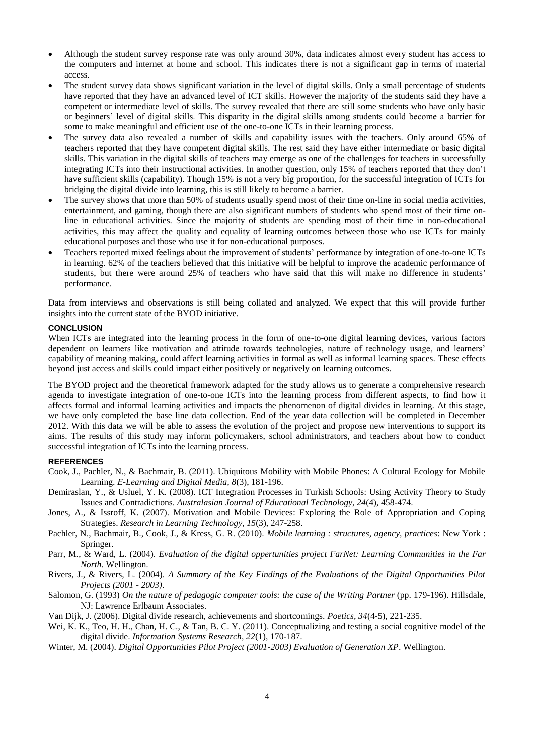- Although the student survey response rate was only around 30%, data indicates almost every student has access to the computers and internet at home and school. This indicates there is not a significant gap in terms of material access.
- The student survey data shows significant variation in the level of digital skills. Only a small percentage of students have reported that they have an advanced level of ICT skills. However the majority of the students said they have a competent or intermediate level of skills. The survey revealed that there are still some students who have only basic or beginners' level of digital skills. This disparity in the digital skills among students could become a barrier for some to make meaningful and efficient use of the one-to-one ICTs in their learning process.
- The survey data also revealed a number of skills and capability issues with the teachers. Only around 65% of teachers reported that they have competent digital skills. The rest said they have either intermediate or basic digital skills. This variation in the digital skills of teachers may emerge as one of the challenges for teachers in successfully integrating ICTs into their instructional activities. In another question, only 15% of teachers reported that they don't have sufficient skills (capability). Though 15% is not a very big proportion, for the successful integration of ICTs for bridging the digital divide into learning, this is still likely to become a barrier.
- The survey shows that more than 50% of students usually spend most of their time on-line in social media activities, entertainment, and gaming, though there are also significant numbers of students who spend most of their time on-line in educational activities. Since the majority of students are spending most of their time in non-educational activities, this may affect the quality and equality of learning outcomes between those who use ICTs for mainly educational purposes and those who use it for non-educational purposes.
- Teachers reported mixed feelings about the improvement of students' performance by integration of one-to-one ICTs in learning. 62% of the teachers believed that this initiative will be helpful to improve the academic performance of students, but there were around 25% of teachers who have said that this will make no difference in students' performance.

Data from interviews and observations is still being collated and analyzed. We expect that this will provide further insights into the current state of the BYOD initiative.

## CONCLUSION

When ICTs are integrated into the learning process in the form of one-to-one digital learning devices, various factors dependent on learners like motivation and attitude towards technologies, nature of technology usage, and learners' capability of meaning making, could affect learning activities in formal as well as informal learning spaces. These effects beyond just access and skills could impact either positively or negatively on learning outcomes.

The BYOD project and the theoretical framework adapted for the study allows us to generate a comprehensive research agenda to investigate integration of one-to-one ICTs into the learning process from different aspects, to find how it affects formal and informal learning activities and impacts the phenomenon of digital divides in learning. At this stage, we have only completed the base line data collection. End of the year data collection will be completed in December 2012. With this data we will be able to assess the evolution of the project and propose new interventions to support its aims. The results of this study may inform policymakers, school administrators, and teachers about how to conduct successful integration of ICTs into the learning process.

## REFERENCES

Cook, J., Pachler, N., & Bachmair, B. (2011). Ubiquitous Mobility with Mobile Phones: A Cultural Ecology for Mobile Learning. *E-Learning and Digital Media, 8*(3), 181-196.

Demiraslan, Y., & Usluel, Y. K. (2008). ICT Integration Processes in Turkish Schools: Using Activity Theory to Study Issues and Contradictions. *Australasian Journal of Educational Technology, 24*(4), 458-474.

Jones, A., & Issroff, K. (2007). Motivation and Mobile Devices: Exploring the Role of Appropriation and Coping Strategies. *Research in Learning Technology, 15*(3), 247-258.

Pachler, N., Bachmair, B., Cook, J., & Kress, G. R. (2010). *Mobile learning : structures, agency, practices*: New York : Springer.

Parr, M., & Ward, L. (2004). *Evaluation of the digital oppertunities project FarNet: Learning Communities in the Far North*. Wellington.

Rivers, J., & Rivers, L. (2004). *A Summary of the Key Findings of the Evaluations of the Digital Opportunities Pilot Projects (2001 - 2003)*.

Salomon, G. (1993) *On the nature of pedagogic computer tools: the case of the Writing Partner* (pp. 179-196). Hillsdale, NJ: Lawrence Erlbaum Associates.

Van Dijk, J. (2006). Digital divide research, achievements and shortcomings. *Poetics, 34*(4-5), 221-235.

Wei, K. K., Teo, H. H., Chan, H. C., & Tan, B. C. Y. (2011). Conceptualizing and testing a social cognitive model of the digital divide. *Information Systems Research, 22*(1), 170-187.

Winter, M. (2004). *Digital Opportunities Pilot Project (2001-2003) Evaluation of Generation XP*. Wellington.